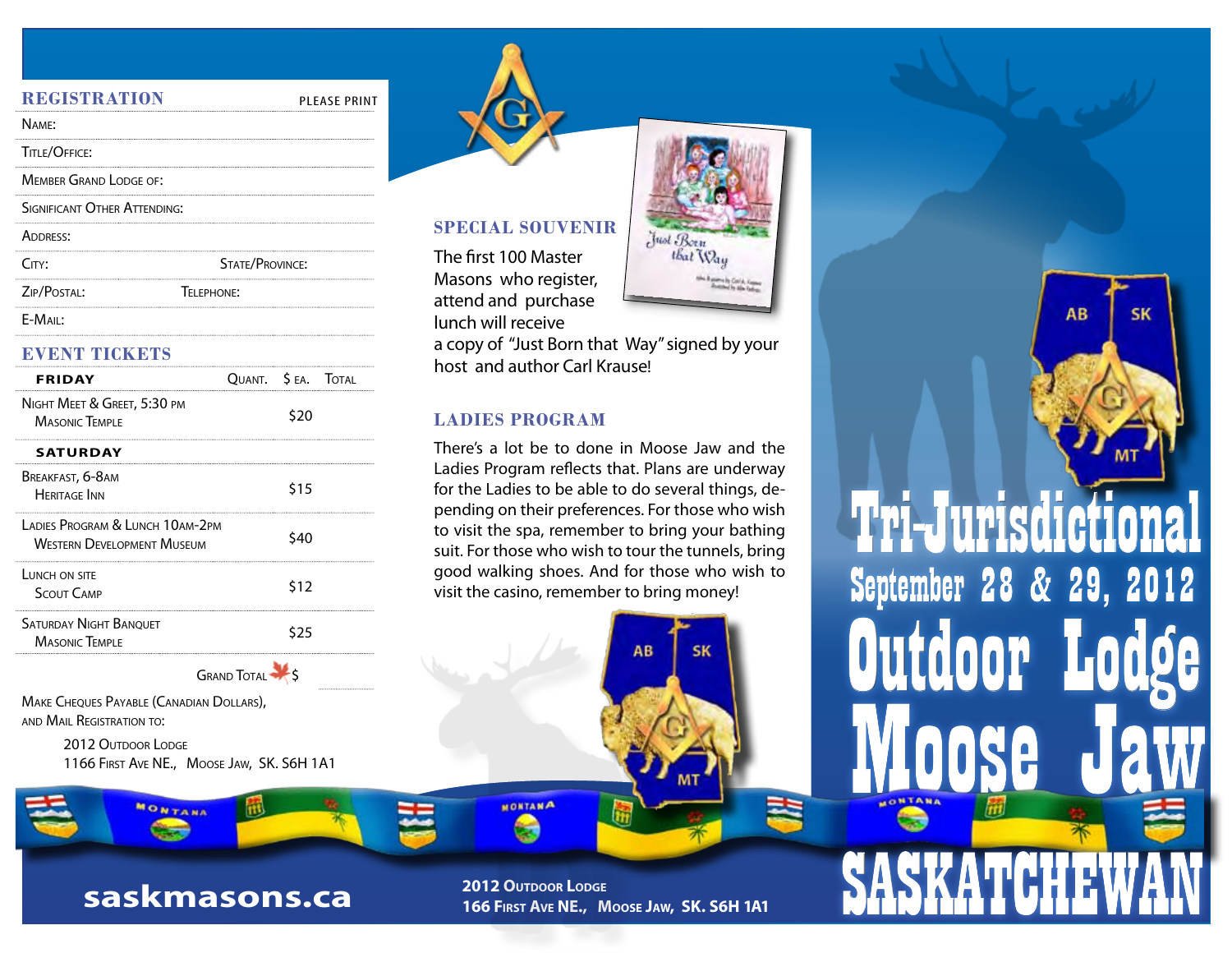## REGISTRATION

PLEASE PRINT

Name:

Title/Office:

Member Grand Lodge of:

Significant Other Attending:

Address:

City: State/Province:

Zip/Postal: Telephone:

E-Mail:

## EVENT TICKETS

| | Quant. | $ ea. | Total |
|---|---|---|---|
| **FRIDAY** | | | |
| Night Meet & Greet, 5:30 pm<br>Masonic Temple | | $20 | |
| **SATURDAY** | | | |
| Breakfast, 6-8am<br>Heritage Inn | | $15 | |
| Ladies Program & Lunch 10am-2pm<br>Western Development Museum | | $40 | |
| Lunch on site<br>Scout Camp | | $12 | |
| Saturday Night Banquet<br>Masonic Temple | | $25 | |
| | | Grand Total $ | |

Make Cheques Payable (Canadian Dollars), and Mail Registration to:

2012 Outdoor Lodge
1166 First Ave NE., Moose Jaw, SK. S6H 1A1

**saskmasons.ca**

## SPECIAL SOUVENIR

The first 100 Master Masons who register, attend and purchase lunch will receive a copy of "Just Born that Way" signed by your host and author Carl Krause!

## LADIES PROGRAM

There's a lot be to done in Moose Jaw and the Ladies Program reflects that. Plans are underway for the Ladies to be able to do several things, depending on their preferences. For those who wish to visit the spa, remember to bring your bathing suit. For those who wish to tour the tunnels, bring good walking shoes. And for those who wish to visit the casino, remember to bring money!

**2012 Outdoor Lodge**
**166 First Ave NE., Moose Jaw, SK. S6H 1A1**

# Tri-Jurisdictional

## September 28 & 29, 2012

# Outdoor Lodge Moose Jaw

# SASKATCHEWAN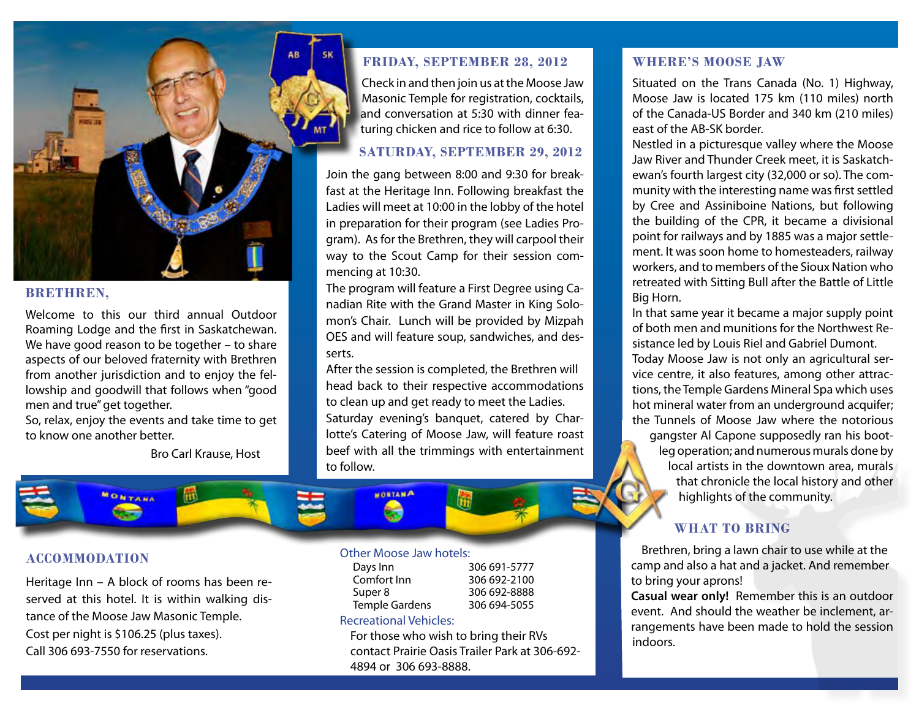## BRETHREN,

Welcome to this our third annual Outdoor Roaming Lodge and the first in Saskatchewan. We have good reason to be together – to share aspects of our beloved fraternity with Brethren from another jurisdiction and to enjoy the fellowship and goodwill that follows when "good men and true" get together.

So, relax, enjoy the events and take time to get to know one another better.

Bro Carl Krause, Host

## FRIDAY, SEPTEMBER 28, 2012

Check in and then join us at the Moose Jaw Masonic Temple for registration, cocktails, and conversation at 5:30 with dinner featuring chicken and rice to follow at 6:30.

## SATURDAY, SEPTEMBER 29, 2012

Join the gang between 8:00 and 9:30 for breakfast at the Heritage Inn. Following breakfast the Ladies will meet at 10:00 in the lobby of the hotel in preparation for their program (see Ladies Program). As for the Brethren, they will carpool their way to the Scout Camp for their session commencing at 10:30.

The program will feature a First Degree using Canadian Rite with the Grand Master in King Solomon's Chair. Lunch will be provided by Mizpah OES and will feature soup, sandwiches, and desserts.

After the session is completed, the Brethren will head back to their respective accommodations to clean up and get ready to meet the Ladies.

Saturday evening's banquet, catered by Charlotte's Catering of Moose Jaw, will feature roast beef with all the trimmings with entertainment to follow.

## WHERE'S MOOSE JAW

Situated on the Trans Canada (No. 1) Highway, Moose Jaw is located 175 km (110 miles) north of the Canada-US Border and 340 km (210 miles) east of the AB-SK border.

Nestled in a picturesque valley where the Moose Jaw River and Thunder Creek meet, it is Saskatchewan's fourth largest city (32,000 or so). The community with the interesting name was first settled by Cree and Assiniboine Nations, but following the building of the CPR, it became a divisional point for railways and by 1885 was a major settlement. It was soon home to homesteaders, railway workers, and to members of the Sioux Nation who retreated with Sitting Bull after the Battle of Little Big Horn.

In that same year it became a major supply point of both men and munitions for the Northwest Resistance led by Louis Riel and Gabriel Dumont.

Today Moose Jaw is not only an agricultural service centre, it also features, among other attractions, the Temple Gardens Mineral Spa which uses hot mineral water from an underground acquifer; the Tunnels of Moose Jaw where the notorious gangster Al Capone supposedly ran his bootleg operation; and numerous murals done by local artists in the downtown area, murals that chronicle the local history and other highlights of the community.

## ACCOMMODATION

Heritage Inn – A block of rooms has been reserved at this hotel. It is within walking distance of the Moose Jaw Masonic Temple.

Cost per night is $106.25 (plus taxes).

Call 306 693-7550 for reservations.

Other Moose Jaw hotels:

| | |
|---|---|
| Days Inn | 306 691-5777 |
| Comfort Inn | 306 692-2100 |
| Super 8 | 306 692-8888 |
| Temple Gardens | 306 694-5055 |

Recreational Vehicles:

For those who wish to bring their RVs contact Prairie Oasis Trailer Park at 306-692-4894 or 306 693-8888.

## WHAT TO BRING

Brethren, bring a lawn chair to use while at the camp and also a hat and a jacket. And remember to bring your aprons!

**Casual wear only!** Remember this is an outdoor event. And should the weather be inclement, arrangements have been made to hold the session indoors.